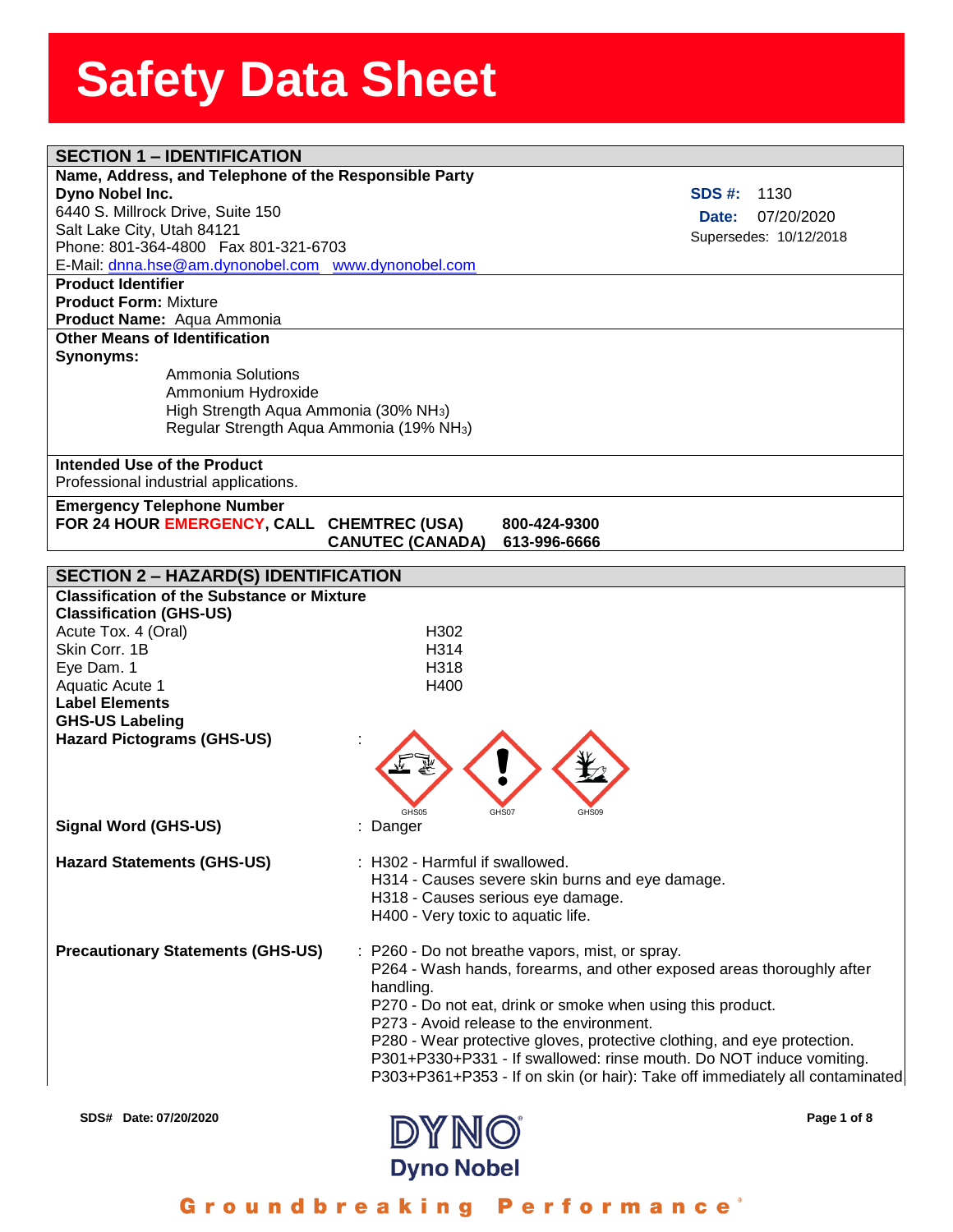# Safety Data Sheet

## SECTION 1 – IDENTIFICATION

**Name, Address, and Telephone of the Responsible Party**

**Dyno Nobel Inc.**
6440 S. Millrock Drive, Suite 150
Salt Lake City, Utah 84121
Phone: 801-364-4800 Fax 801-321-6703
E-Mail: dnna.hse@am.dynonobel.com www.dynonobel.com

**SDS #:** 1130
**Date:** 07/20/2020
Supersedes: 10/12/2018

**Product Identifier**
**Product Form:** Mixture
**Product Name:** Aqua Ammonia

**Other Means of Identification**
**Synonyms:**

- Ammonia Solutions
- Ammonium Hydroxide
- High Strength Aqua Ammonia (30% $NH_3$)
- Regular Strength Aqua Ammonia (19% $NH_3$)

**Intended Use of the Product**
Professional industrial applications.

**Emergency Telephone Number**
**FOR 24 HOUR EMERGENCY, CALL CHEMTREC (USA) 800-424-9300**
**CANUTEC (CANADA) 613-996-6666**

## SECTION 2 – HAZARD(S) IDENTIFICATION

**Classification of the Substance or Mixture**
**Classification (GHS-US)**

| | |
|---|---|
| Acute Tox. 4 (Oral) | H302 |
| Skin Corr. 1B | H314 |
| Eye Dam. 1 | H318 |
| Aquatic Acute 1 | H400 |

**Label Elements**
**GHS-US Labeling**

**Hazard Pictograms (GHS-US)** : GHS05 GHS07 GHS09

**Signal Word (GHS-US)** : Danger

**Hazard Statements (GHS-US)** :
H302 - Harmful if swallowed.
H314 - Causes severe skin burns and eye damage.
H318 - Causes serious eye damage.
H400 - Very toxic to aquatic life.

**Precautionary Statements (GHS-US)** :
P260 - Do not breathe vapors, mist, or spray.
P264 - Wash hands, forearms, and other exposed areas thoroughly after handling.
P270 - Do not eat, drink or smoke when using this product.
P273 - Avoid release to the environment.
P280 - Wear protective gloves, protective clothing, and eye protection.
P301+P330+P331 - If swallowed: rinse mouth. Do NOT induce vomiting.
P303+P361+P353 - If on skin (or hair): Take off immediately all contaminated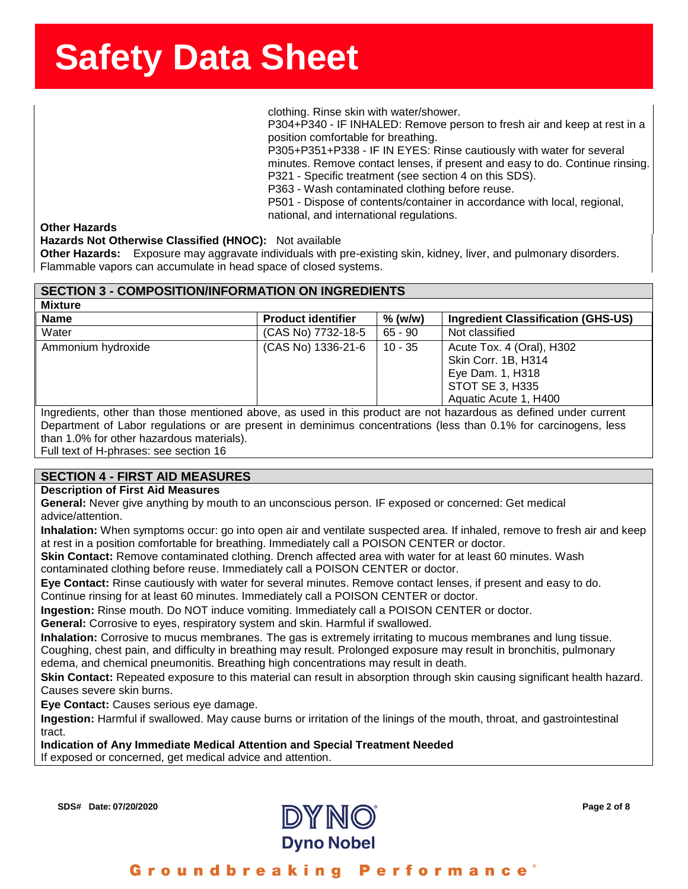clothing. Rinse skin with water/shower.
P304+P340 - IF INHALED: Remove person to fresh air and keep at rest in a position comfortable for breathing.
P305+P351+P338 - IF IN EYES: Rinse cautiously with water for several minutes. Remove contact lenses, if present and easy to do. Continue rinsing.
P321 - Specific treatment (see section 4 on this SDS).
P363 - Wash contaminated clothing before reuse.
P501 - Dispose of contents/container in accordance with local, regional, national, and international regulations.

**Other Hazards**

**Hazards Not Otherwise Classified (HNOC):** Not available

**Other Hazards:** Exposure may aggravate individuals with pre-existing skin, kidney, liver, and pulmonary disorders. Flammable vapors can accumulate in head space of closed systems.

## SECTION 3 - COMPOSITION/INFORMATION ON INGREDIENTS

**Mixture**

| Name | Product identifier | % (w/w) | Ingredient Classification (GHS-US) |
|---|---|---|---|
| Water | (CAS No) 7732-18-5 | 65 - 90 | Not classified |
| Ammonium hydroxide | (CAS No) 1336-21-6 | 10 - 35 | Acute Tox. 4 (Oral), H302<br>Skin Corr. 1B, H314<br>Eye Dam. 1, H318<br>STOT SE 3, H335<br>Aquatic Acute 1, H400 |

Ingredients, other than those mentioned above, as used in this product are not hazardous as defined under current Department of Labor regulations or are present in deminimus concentrations (less than 0.1% for carcinogens, less than 1.0% for other hazardous materials).

Full text of H-phrases: see section 16

## SECTION 4 - FIRST AID MEASURES

**Description of First Aid Measures**

**General:** Never give anything by mouth to an unconscious person. IF exposed or concerned: Get medical advice/attention.

**Inhalation:** When symptoms occur: go into open air and ventilate suspected area. If inhaled, remove to fresh air and keep at rest in a position comfortable for breathing. Immediately call a POISON CENTER or doctor.

**Skin Contact:** Remove contaminated clothing. Drench affected area with water for at least 60 minutes. Wash contaminated clothing before reuse. Immediately call a POISON CENTER or doctor.

**Eye Contact:** Rinse cautiously with water for several minutes. Remove contact lenses, if present and easy to do. Continue rinsing for at least 60 minutes. Immediately call a POISON CENTER or doctor.

**Ingestion:** Rinse mouth. Do NOT induce vomiting. Immediately call a POISON CENTER or doctor.

**General:** Corrosive to eyes, respiratory system and skin. Harmful if swallowed.

**Inhalation:** Corrosive to mucus membranes. The gas is extremely irritating to mucous membranes and lung tissue. Coughing, chest pain, and difficulty in breathing may result. Prolonged exposure may result in bronchitis, pulmonary edema, and chemical pneumonitis. Breathing high concentrations may result in death.

**Skin Contact:** Repeated exposure to this material can result in absorption through skin causing significant health hazard. Causes severe skin burns.

**Eye Contact:** Causes serious eye damage.

**Ingestion:** Harmful if swallowed. May cause burns or irritation of the linings of the mouth, throat, and gastrointestinal tract.

**Indication of Any Immediate Medical Attention and Special Treatment Needed**

If exposed or concerned, get medical advice and attention.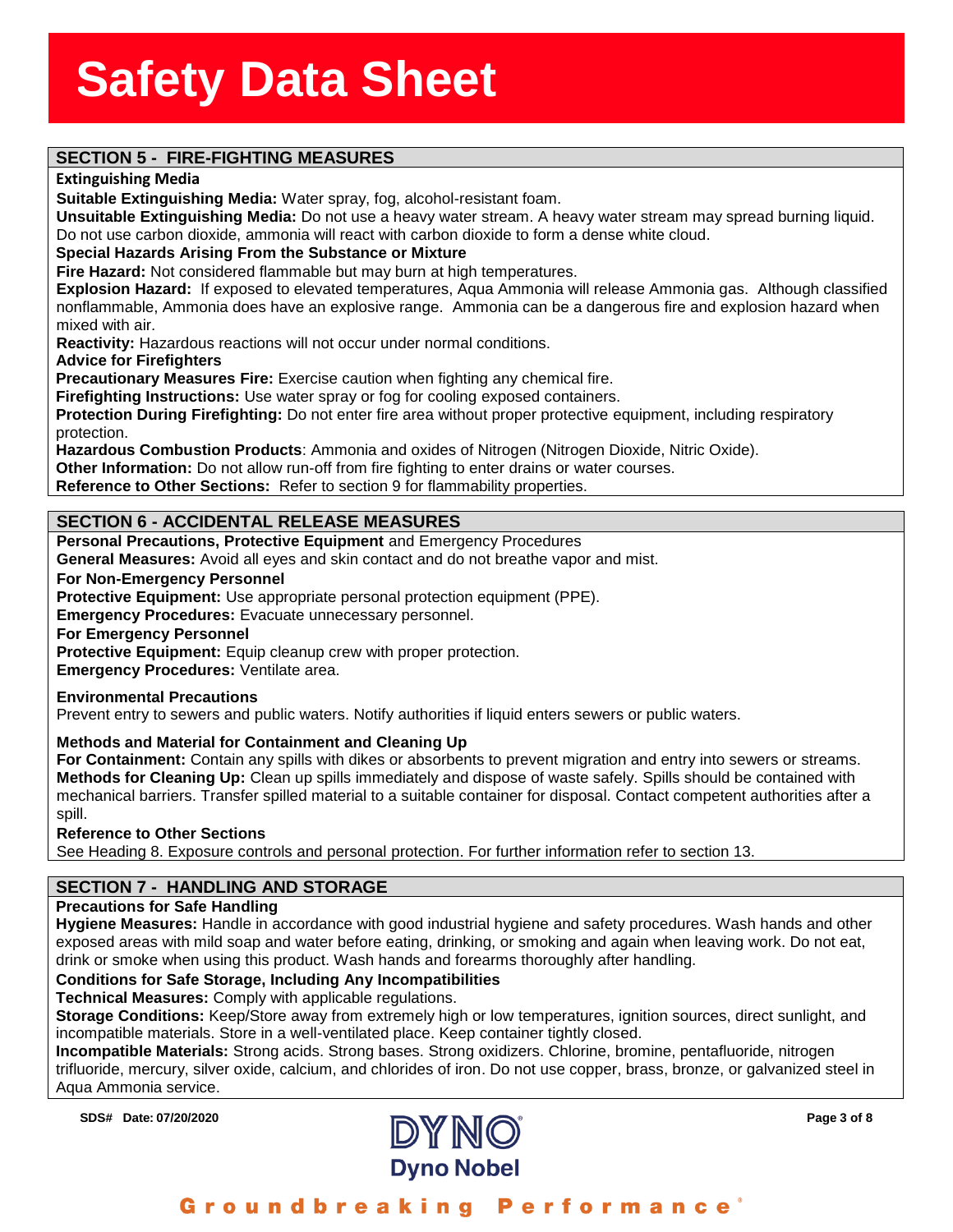## SECTION 5 - FIRE-FIGHTING MEASURES

**Extinguishing Media**

**Suitable Extinguishing Media:** Water spray, fog, alcohol-resistant foam.

**Unsuitable Extinguishing Media:** Do not use a heavy water stream. A heavy water stream may spread burning liquid. Do not use carbon dioxide, ammonia will react with carbon dioxide to form a dense white cloud.

**Special Hazards Arising From the Substance or Mixture**

**Fire Hazard:** Not considered flammable but may burn at high temperatures.

**Explosion Hazard:** If exposed to elevated temperatures, Aqua Ammonia will release Ammonia gas. Although classified nonflammable, Ammonia does have an explosive range. Ammonia can be a dangerous fire and explosion hazard when mixed with air.

**Reactivity:** Hazardous reactions will not occur under normal conditions.

**Advice for Firefighters**

**Precautionary Measures Fire:** Exercise caution when fighting any chemical fire.

**Firefighting Instructions:** Use water spray or fog for cooling exposed containers.

**Protection During Firefighting:** Do not enter fire area without proper protective equipment, including respiratory protection.

**Hazardous Combustion Products**: Ammonia and oxides of Nitrogen (Nitrogen Dioxide, Nitric Oxide).

**Other Information:** Do not allow run-off from fire fighting to enter drains or water courses.

**Reference to Other Sections:** Refer to section 9 for flammability properties.

## SECTION 6 - ACCIDENTAL RELEASE MEASURES

**Personal Precautions, Protective Equipment** and Emergency Procedures

**General Measures:** Avoid all eyes and skin contact and do not breathe vapor and mist.

**For Non-Emergency Personnel**

**Protective Equipment:** Use appropriate personal protection equipment (PPE).

**Emergency Procedures:** Evacuate unnecessary personnel.

**For Emergency Personnel**

**Protective Equipment:** Equip cleanup crew with proper protection.

**Emergency Procedures:** Ventilate area.

**Environmental Precautions**

Prevent entry to sewers and public waters. Notify authorities if liquid enters sewers or public waters.

**Methods and Material for Containment and Cleaning Up**

**For Containment:** Contain any spills with dikes or absorbents to prevent migration and entry into sewers or streams.

**Methods for Cleaning Up:** Clean up spills immediately and dispose of waste safely. Spills should be contained with mechanical barriers. Transfer spilled material to a suitable container for disposal. Contact competent authorities after a spill.

**Reference to Other Sections**

See Heading 8. Exposure controls and personal protection. For further information refer to section 13.

## SECTION 7 - HANDLING AND STORAGE

**Precautions for Safe Handling**

**Hygiene Measures:** Handle in accordance with good industrial hygiene and safety procedures. Wash hands and other exposed areas with mild soap and water before eating, drinking, or smoking and again when leaving work. Do not eat, drink or smoke when using this product. Wash hands and forearms thoroughly after handling.

**Conditions for Safe Storage, Including Any Incompatibilities**

**Technical Measures:** Comply with applicable regulations.

**Storage Conditions:** Keep/Store away from extremely high or low temperatures, ignition sources, direct sunlight, and incompatible materials. Store in a well-ventilated place. Keep container tightly closed.

**Incompatible Materials:** Strong acids. Strong bases. Strong oxidizers. Chlorine, bromine, pentafluoride, nitrogen trifluoride, mercury, silver oxide, calcium, and chlorides of iron. Do not use copper, brass, bronze, or galvanized steel in Aqua Ammonia service.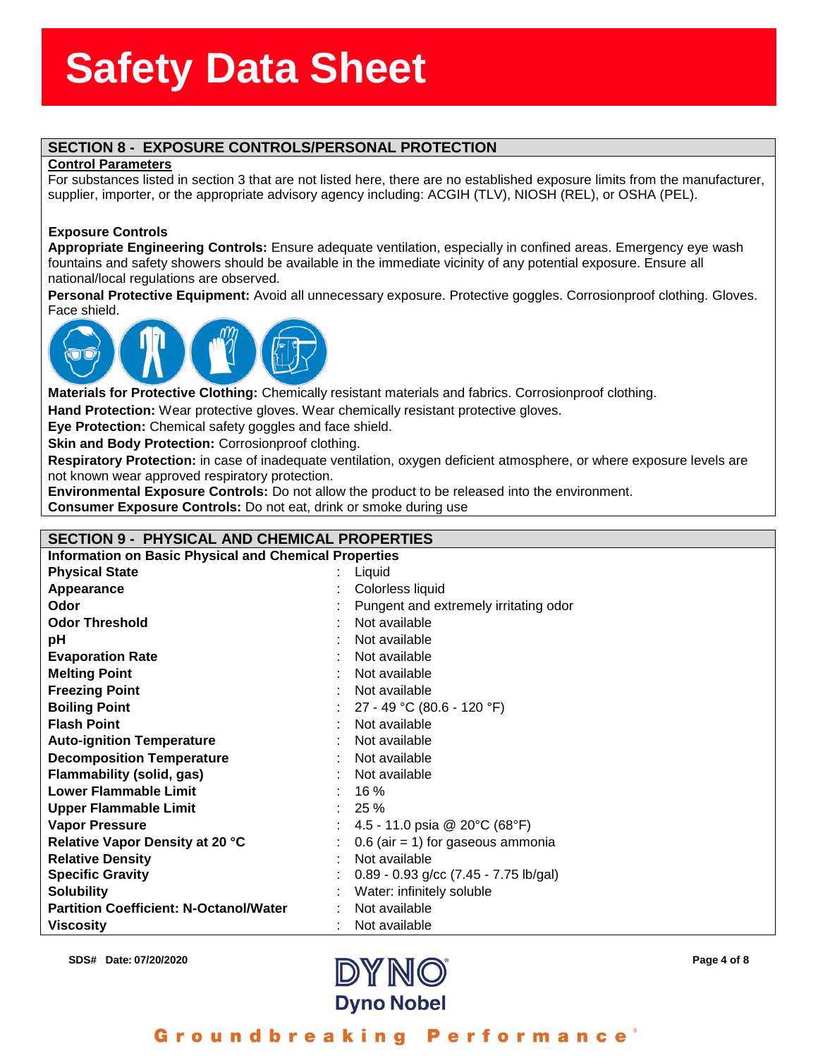# Safety Data Sheet

## SECTION 8 - EXPOSURE CONTROLS/PERSONAL PROTECTION

**Control Parameters**

For substances listed in section 3 that are not listed here, there are no established exposure limits from the manufacturer, supplier, importer, or the appropriate advisory agency including: ACGIH (TLV), NIOSH (REL), or OSHA (PEL).

**Exposure Controls**

**Appropriate Engineering Controls:** Ensure adequate ventilation, especially in confined areas. Emergency eye wash fountains and safety showers should be available in the immediate vicinity of any potential exposure. Ensure all national/local regulations are observed.

**Personal Protective Equipment:** Avoid all unnecessary exposure. Protective goggles. Corrosionproof clothing. Gloves. Face shield.

**Materials for Protective Clothing:** Chemically resistant materials and fabrics. Corrosionproof clothing.

**Hand Protection:** Wear protective gloves. Wear chemically resistant protective gloves.

**Eye Protection:** Chemical safety goggles and face shield.

**Skin and Body Protection:** Corrosionproof clothing.

**Respiratory Protection:** in case of inadequate ventilation, oxygen deficient atmosphere, or where exposure levels are not known wear approved respiratory protection.

**Environmental Exposure Controls:** Do not allow the product to be released into the environment.

**Consumer Exposure Controls:** Do not eat, drink or smoke during use

## SECTION 9 - PHYSICAL AND CHEMICAL PROPERTIES

**Information on Basic Physical and Chemical Properties**

| Property | Value |
|---|---|
| **Physical State** | Liquid |
| **Appearance** | Colorless liquid |
| **Odor** | Pungent and extremely irritating odor |
| **Odor Threshold** | Not available |
| **pH** | Not available |
| **Evaporation Rate** | Not available |
| **Melting Point** | Not available |
| **Freezing Point** | Not available |
| **Boiling Point** | 27 - 49 °C (80.6 - 120 °F) |
| **Flash Point** | Not available |
| **Auto-ignition Temperature** | Not available |
| **Decomposition Temperature** | Not available |
| **Flammability (solid, gas)** | Not available |
| **Lower Flammable Limit** | 16 % |
| **Upper Flammable Limit** | 25 % |
| **Vapor Pressure** | 4.5 - 11.0 psia @ 20°C (68°F) |
| **Relative Vapor Density at 20 °C** | 0.6 (air = 1) for gaseous ammonia |
| **Relative Density** | Not available |
| **Specific Gravity** | 0.89 - 0.93 g/cc (7.45 - 7.75 lb/gal) |
| **Solubility** | Water: infinitely soluble |
| **Partition Coefficient: N-Octanol/Water** | Not available |
| **Viscosity** | Not available |

SDS# Date: 07/20/2020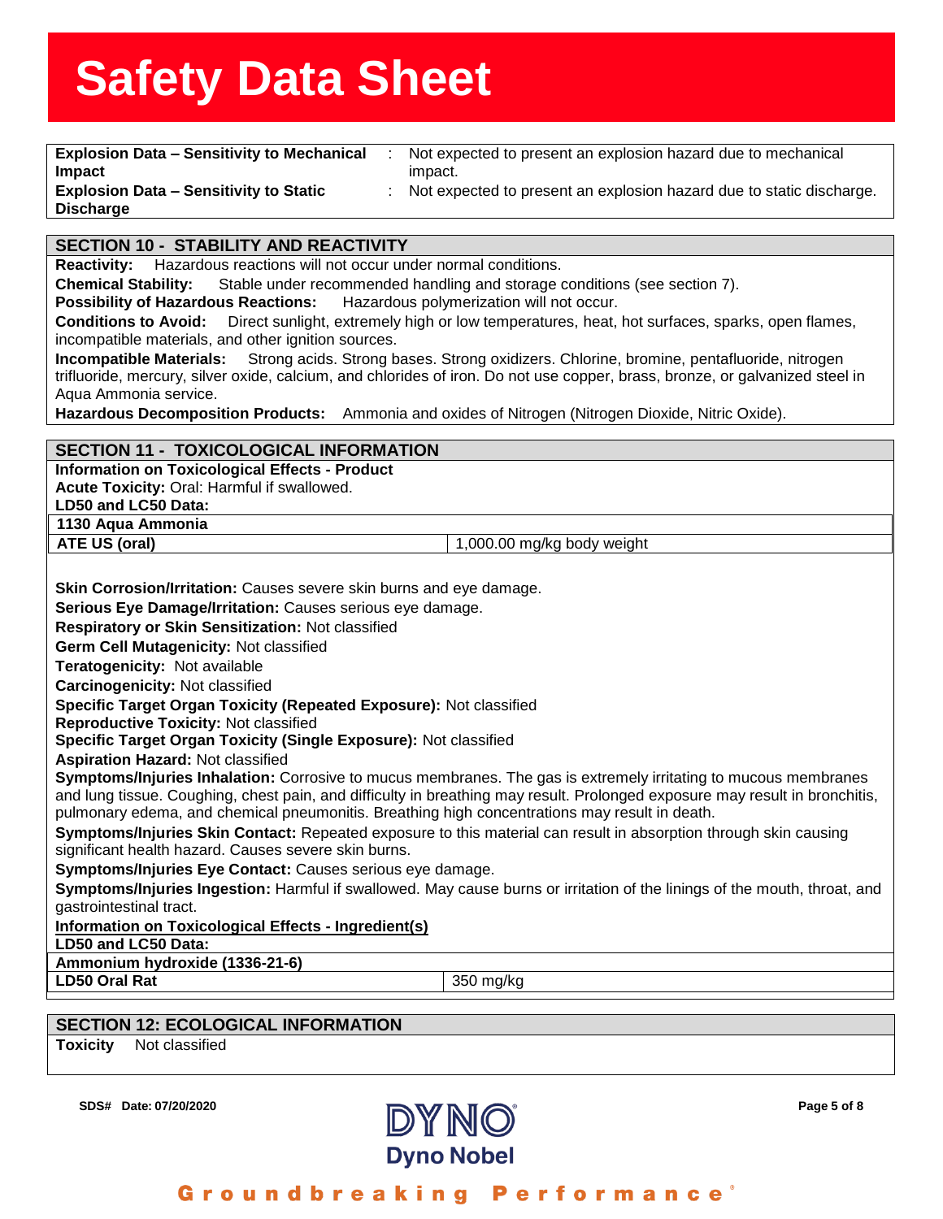| | |
|---|---|
| **Explosion Data – Sensitivity to Mechanical Impact** | : Not expected to present an explosion hazard due to mechanical impact. |
| **Explosion Data – Sensitivity to Static Discharge** | : Not expected to present an explosion hazard due to static discharge. |

## SECTION 10 - STABILITY AND REACTIVITY

**Reactivity:** Hazardous reactions will not occur under normal conditions.

**Chemical Stability:** Stable under recommended handling and storage conditions (see section 7).

**Possibility of Hazardous Reactions:** Hazardous polymerization will not occur.

**Conditions to Avoid:** Direct sunlight, extremely high or low temperatures, heat, hot surfaces, sparks, open flames, incompatible materials, and other ignition sources.

**Incompatible Materials:** Strong acids. Strong bases. Strong oxidizers. Chlorine, bromine, pentafluoride, nitrogen trifluoride, mercury, silver oxide, calcium, and chlorides of iron. Do not use copper, brass, bronze, or galvanized steel in Aqua Ammonia service.

**Hazardous Decomposition Products:** Ammonia and oxides of Nitrogen (Nitrogen Dioxide, Nitric Oxide).

## SECTION 11 - TOXICOLOGICAL INFORMATION

**Information on Toxicological Effects - Product**

**Acute Toxicity:** Oral: Harmful if swallowed.

**LD50 and LC50 Data:**

| 1130 Aqua Ammonia | |
|---|---|
| **ATE US (oral)** | 1,000.00 mg/kg body weight |

**Skin Corrosion/Irritation:** Causes severe skin burns and eye damage.

**Serious Eye Damage/Irritation:** Causes serious eye damage.

**Respiratory or Skin Sensitization:** Not classified

**Germ Cell Mutagenicity:** Not classified

**Teratogenicity:** Not available

**Carcinogenicity:** Not classified

**Specific Target Organ Toxicity (Repeated Exposure):** Not classified

**Reproductive Toxicity:** Not classified

**Specific Target Organ Toxicity (Single Exposure):** Not classified

**Aspiration Hazard:** Not classified

**Symptoms/Injuries Inhalation:** Corrosive to mucus membranes. The gas is extremely irritating to mucous membranes and lung tissue. Coughing, chest pain, and difficulty in breathing may result. Prolonged exposure may result in bronchitis, pulmonary edema, and chemical pneumonitis. Breathing high concentrations may result in death.

**Symptoms/Injuries Skin Contact:** Repeated exposure to this material can result in absorption through skin causing significant health hazard. Causes severe skin burns.

**Symptoms/Injuries Eye Contact:** Causes serious eye damage.

**Symptoms/Injuries Ingestion:** Harmful if swallowed. May cause burns or irritation of the linings of the mouth, throat, and gastrointestinal tract.

**Information on Toxicological Effects - Ingredient(s)**

**LD50 and LC50 Data:**

| Ammonium hydroxide (1336-21-6) | |
|---|---|
| **LD50 Oral Rat** | 350 mg/kg |

## SECTION 12: ECOLOGICAL INFORMATION

**Toxicity** Not classified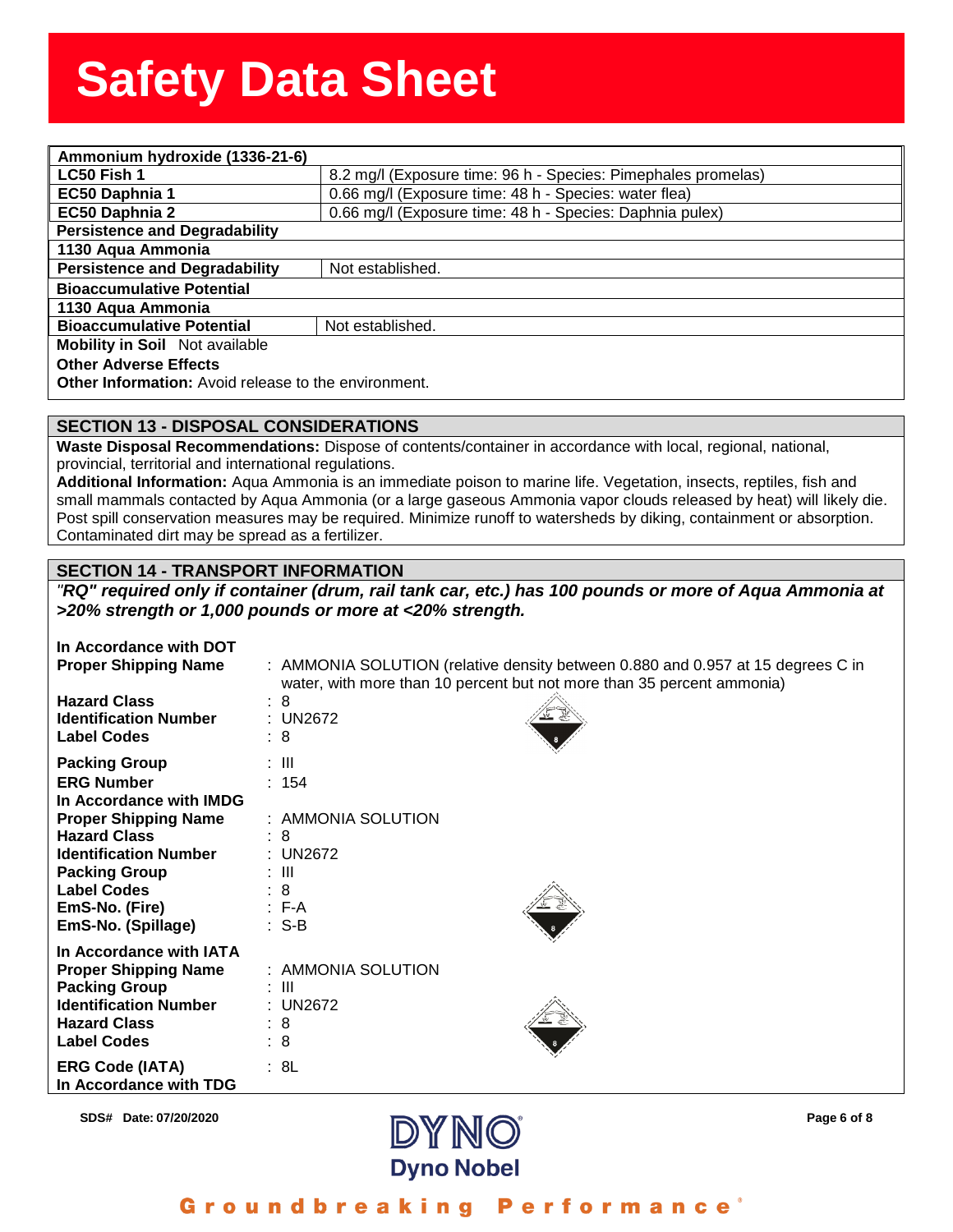| Ammonium hydroxide (1336-21-6) | |
|---|---|
| LC50 Fish 1 | 8.2 mg/l (Exposure time: 96 h - Species: Pimephales promelas) |
| EC50 Daphnia 1 | 0.66 mg/l (Exposure time: 48 h - Species: water flea) |
| EC50 Daphnia 2 | 0.66 mg/l (Exposure time: 48 h - Species: Daphnia pulex) |

**Persistence and Degradability**

| 1130 Aqua Ammonia | |
|---|---|
| Persistence and Degradability | Not established. |

**Bioaccumulative Potential**

| 1130 Aqua Ammonia | |
|---|---|
| Bioaccumulative Potential | Not established. |

**Mobility in Soil** Not available

**Other Adverse Effects**

**Other Information:** Avoid release to the environment.

## SECTION 13 - DISPOSAL CONSIDERATIONS

**Waste Disposal Recommendations:** Dispose of contents/container in accordance with local, regional, national, provincial, territorial and international regulations.

**Additional Information:** Aqua Ammonia is an immediate poison to marine life. Vegetation, insects, reptiles, fish and small mammals contacted by Aqua Ammonia (or a large gaseous Ammonia vapor clouds released by heat) will likely die. Post spill conservation measures may be required. Minimize runoff to watersheds by diking, containment or absorption. Contaminated dirt may be spread as a fertilizer.

## SECTION 14 - TRANSPORT INFORMATION

***"RQ" required only if container (drum, rail tank car, etc.) has 100 pounds or more of Aqua Ammonia at >20% strength or 1,000 pounds or more at <20% strength.***

**In Accordance with DOT**

**Proper Shipping Name** : AMMONIA SOLUTION (relative density between 0.880 and 0.957 at 15 degrees C in water, with more than 10 percent but not more than 35 percent ammonia)
**Hazard Class** : 8
**Identification Number** : UN2672
**Label Codes** : 8
**Packing Group** : III
**ERG Number** : 154

**In Accordance with IMDG**

**Proper Shipping Name** : AMMONIA SOLUTION
**Hazard Class** : 8
**Identification Number** : UN2672
**Packing Group** : III
**Label Codes** : 8
**EmS-No. (Fire)** : F-A
**EmS-No. (Spillage)** : S-B

**In Accordance with IATA**

**Proper Shipping Name** : AMMONIA SOLUTION
**Packing Group** : III
**Identification Number** : UN2672
**Hazard Class** : 8
**Label Codes** : 8
**ERG Code (IATA)** : 8L

**In Accordance with TDG**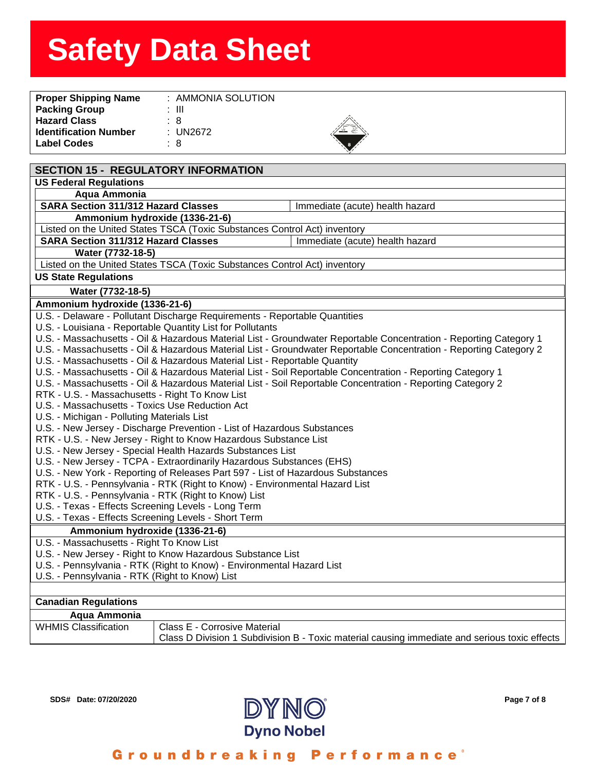# Safety Data Sheet

| | |
|---|---|
| **Proper Shipping Name** | : AMMONIA SOLUTION |
| **Packing Group** | : III |
| **Hazard Class** | : 8 |
| **Identification Number** | : UN2672 |
| **Label Codes** | : 8 |

## SECTION 15 - REGULATORY INFORMATION

### US Federal Regulations

**Aqua Ammonia**

| | |
|---|---|
| **SARA Section 311/312 Hazard Classes** | Immediate (acute) health hazard |

**Ammonium hydroxide (1336-21-6)**

Listed on the United States TSCA (Toxic Substances Control Act) inventory

| | |
|---|---|
| **SARA Section 311/312 Hazard Classes** | Immediate (acute) health hazard |

**Water (7732-18-5)**

Listed on the United States TSCA (Toxic Substances Control Act) inventory

### US State Regulations

**Water (7732-18-5)**

**Ammonium hydroxide (1336-21-6)**

U.S. - Delaware - Pollutant Discharge Requirements - Reportable Quantities
U.S. - Louisiana - Reportable Quantity List for Pollutants
U.S. - Massachusetts - Oil & Hazardous Material List - Groundwater Reportable Concentration - Reporting Category 1
U.S. - Massachusetts - Oil & Hazardous Material List - Groundwater Reportable Concentration - Reporting Category 2
U.S. - Massachusetts - Oil & Hazardous Material List - Reportable Quantity
U.S. - Massachusetts - Oil & Hazardous Material List - Soil Reportable Concentration - Reporting Category 1
U.S. - Massachusetts - Oil & Hazardous Material List - Soil Reportable Concentration - Reporting Category 2
RTK - U.S. - Massachusetts - Right To Know List
U.S. - Massachusetts - Toxics Use Reduction Act
U.S. - Michigan - Polluting Materials List
U.S. - New Jersey - Discharge Prevention - List of Hazardous Substances
RTK - U.S. - New Jersey - Right to Know Hazardous Substance List
U.S. - New Jersey - Special Health Hazards Substances List
U.S. - New Jersey - TCPA - Extraordinarily Hazardous Substances (EHS)
U.S. - New York - Reporting of Releases Part 597 - List of Hazardous Substances
RTK - U.S. - Pennsylvania - RTK (Right to Know) - Environmental Hazard List
RTK - U.S. - Pennsylvania - RTK (Right to Know) List
U.S. - Texas - Effects Screening Levels - Long Term
U.S. - Texas - Effects Screening Levels - Short Term

**Ammonium hydroxide (1336-21-6)**

U.S. - Massachusetts - Right To Know List
U.S. - New Jersey - Right to Know Hazardous Substance List
U.S. - Pennsylvania - RTK (Right to Know) - Environmental Hazard List
U.S. - Pennsylvania - RTK (Right to Know) List

### Canadian Regulations

**Aqua Ammonia**

| | |
|---|---|
| WHMIS Classification | Class E - Corrosive Material<br>Class D Division 1 Subdivision B - Toxic material causing immediate and serious toxic effects |

SDS# Date: 07/20/2020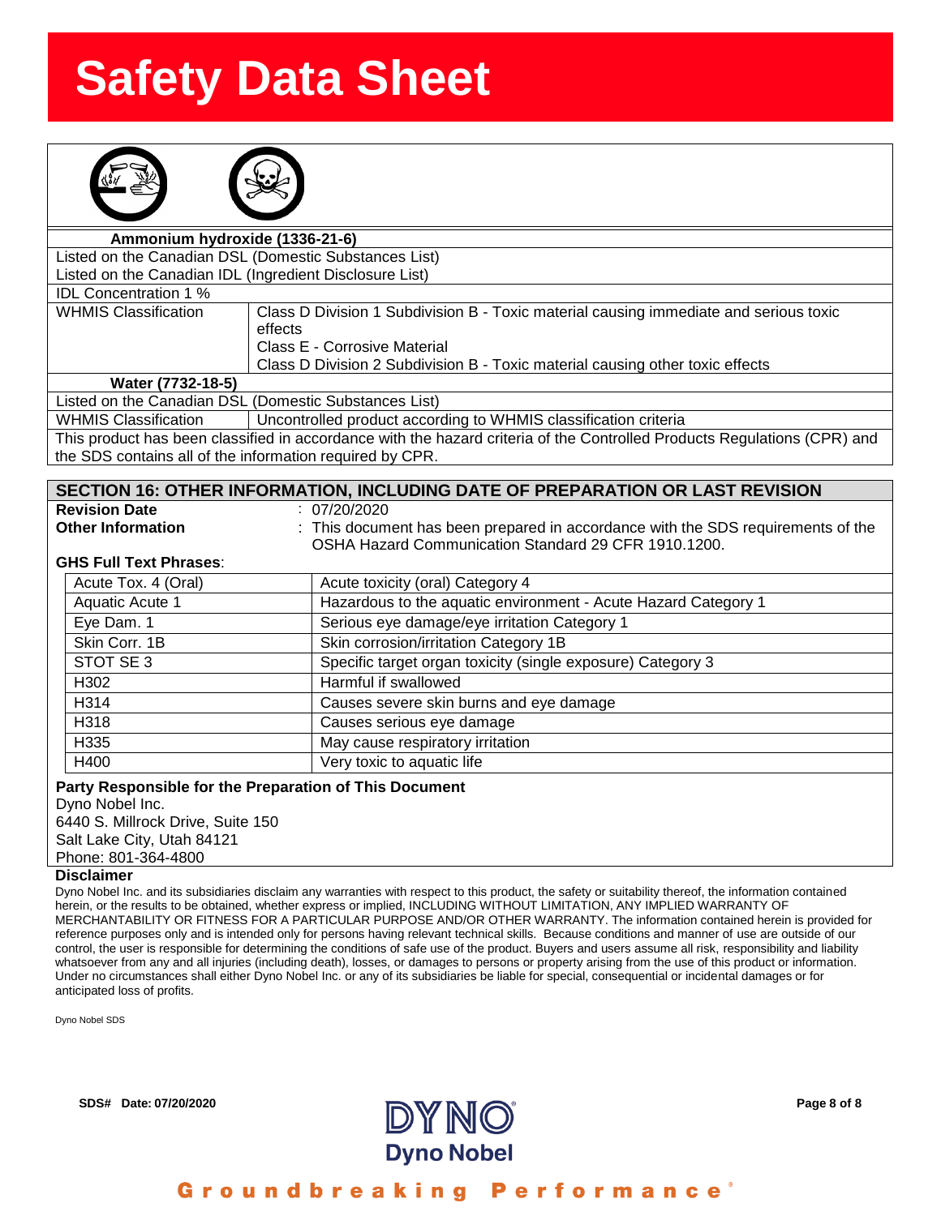# Safety Data Sheet

**Ammonium hydroxide (1336-21-6)**

| | |
|---|---|
| Listed on the Canadian DSL (Domestic Substances List) | |
| Listed on the Canadian IDL (Ingredient Disclosure List) | |
| IDL Concentration 1 % | |
| WHMIS Classification | Class D Division 1 Subdivision B - Toxic material causing immediate and serious toxic effects<br>Class E - Corrosive Material<br>Class D Division 2 Subdivision B - Toxic material causing other toxic effects |

**Water (7732-18-5)**

| | |
|---|---|
| Listed on the Canadian DSL (Domestic Substances List) | |
| WHMIS Classification | Uncontrolled product according to WHMIS classification criteria |

This product has been classified in accordance with the hazard criteria of the Controlled Products Regulations (CPR) and the SDS contains all of the information required by CPR.

## SECTION 16: OTHER INFORMATION, INCLUDING DATE OF PREPARATION OR LAST REVISION

**Revision Date** : 07/20/2020

**Other Information** : This document has been prepared in accordance with the SDS requirements of the OSHA Hazard Communication Standard 29 CFR 1910.1200.

**GHS Full Text Phrases**:

| | |
|---|---|
| Acute Tox. 4 (Oral) | Acute toxicity (oral) Category 4 |
| Aquatic Acute 1 | Hazardous to the aquatic environment - Acute Hazard Category 1 |
| Eye Dam. 1 | Serious eye damage/eye irritation Category 1 |
| Skin Corr. 1B | Skin corrosion/irritation Category 1B |
| STOT SE 3 | Specific target organ toxicity (single exposure) Category 3 |
| H302 | Harmful if swallowed |
| H314 | Causes severe skin burns and eye damage |
| H318 | Causes serious eye damage |
| H335 | May cause respiratory irritation |
| H400 | Very toxic to aquatic life |

**Party Responsible for the Preparation of This Document**

Dyno Nobel Inc.
6440 S. Millrock Drive, Suite 150
Salt Lake City, Utah 84121
Phone: 801-364-4800

**Disclaimer**

Dyno Nobel Inc. and its subsidiaries disclaim any warranties with respect to this product, the safety or suitability thereof, the information contained herein, or the results to be obtained, whether express or implied, INCLUDING WITHOUT LIMITATION, ANY IMPLIED WARRANTY OF MERCHANTABILITY OR FITNESS FOR A PARTICULAR PURPOSE AND/OR OTHER WARRANTY. The information contained herein is provided for reference purposes only and is intended only for persons having relevant technical skills. Because conditions and manner of use are outside of our control, the user is responsible for determining the conditions of safe use of the product. Buyers and users assume all risk, responsibility and liability whatsoever from any and all injuries (including death), losses, or damages to persons or property arising from the use of this product or information. Under no circumstances shall either Dyno Nobel Inc. or any of its subsidiaries be liable for special, consequential or incidental damages or for anticipated loss of profits.

Dyno Nobel SDS